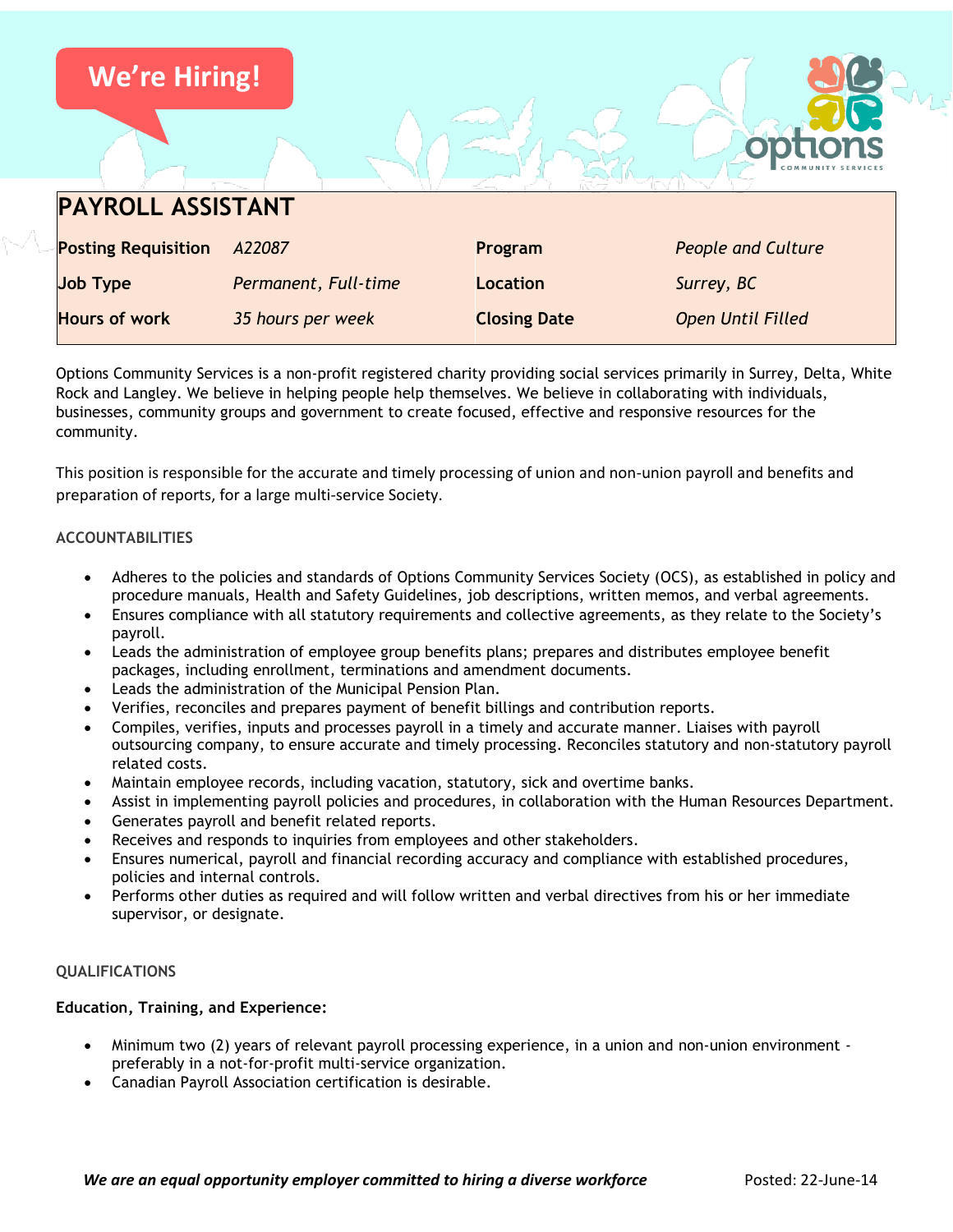We're Hiring!

# PAYROLL ASSISTANT

| Posting Requisition | *A22087* | Program | *People and Culture* |
|---|---|---|---|
| Job Type | *Permanent, Full-time* | Location | *Surrey, BC* |
| Hours of work | *35 hours per week* | Closing Date | *Open Until Filled* |

Options Community Services is a non-profit registered charity providing social services primarily in Surrey, Delta, White Rock and Langley. We believe in helping people help themselves. We believe in collaborating with individuals, businesses, community groups and government to create focused, effective and responsive resources for the community.

This position is responsible for the accurate and timely processing of union and non-union payroll and benefits and preparation of reports, for a large multi-service Society.

## ACCOUNTABILITIES

- Adheres to the policies and standards of Options Community Services Society (OCS), as established in policy and procedure manuals, Health and Safety Guidelines, job descriptions, written memos, and verbal agreements.
- Ensures compliance with all statutory requirements and collective agreements, as they relate to the Society's payroll.
- Leads the administration of employee group benefits plans; prepares and distributes employee benefit packages, including enrollment, terminations and amendment documents.
- Leads the administration of the Municipal Pension Plan.
- Verifies, reconciles and prepares payment of benefit billings and contribution reports.
- Compiles, verifies, inputs and processes payroll in a timely and accurate manner. Liaises with payroll outsourcing company, to ensure accurate and timely processing. Reconciles statutory and non-statutory payroll related costs.
- Maintain employee records, including vacation, statutory, sick and overtime banks.
- Assist in implementing payroll policies and procedures, in collaboration with the Human Resources Department.
- Generates payroll and benefit related reports.
- Receives and responds to inquiries from employees and other stakeholders.
- Ensures numerical, payroll and financial recording accuracy and compliance with established procedures, policies and internal controls.
- Performs other duties as required and will follow written and verbal directives from his or her immediate supervisor, or designate.

## QUALIFICATIONS

**Education, Training, and Experience:**

- Minimum two (2) years of relevant payroll processing experience, in a union and non-union environment - preferably in a not-for-profit multi-service organization.
- Canadian Payroll Association certification is desirable.

***We are an equal opportunity employer committed to hiring a diverse workforce***

Posted: 22-June-14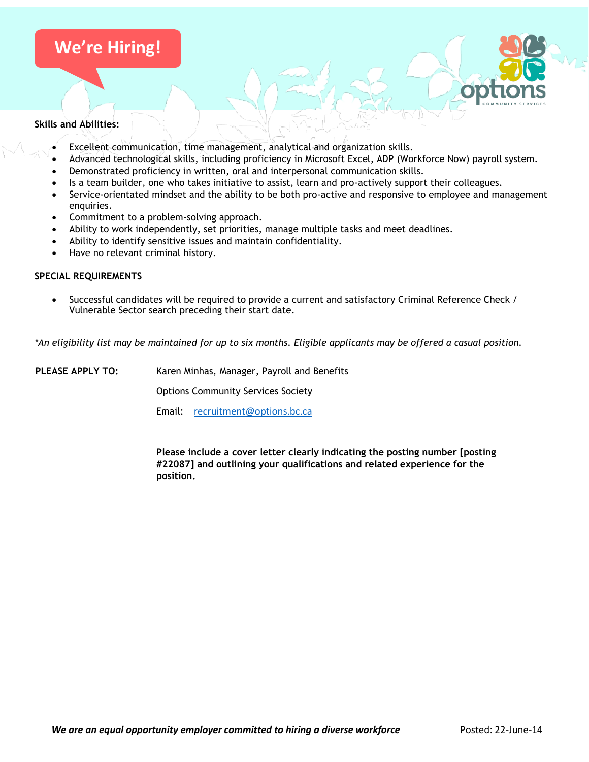We're Hiring!

**Skills and Abilities:**

- Excellent communication, time management, analytical and organization skills.
- Advanced technological skills, including proficiency in Microsoft Excel, ADP (Workforce Now) payroll system.
- Demonstrated proficiency in written, oral and interpersonal communication skills.
- Is a team builder, one who takes initiative to assist, learn and pro-actively support their colleagues.
- Service-orientated mindset and the ability to be both pro-active and responsive to employee and management enquiries.
- Commitment to a problem-solving approach.
- Ability to work independently, set priorities, manage multiple tasks and meet deadlines.
- Ability to identify sensitive issues and maintain confidentiality.
- Have no relevant criminal history.

**SPECIAL REQUIREMENTS**

- Successful candidates will be required to provide a current and satisfactory Criminal Reference Check / Vulnerable Sector search preceding their start date.

*\*An eligibility list may be maintained for up to six months. Eligible applicants may be offered a casual position.*

**PLEASE APPLY TO:** Karen Minhas, Manager, Payroll and Benefits

Options Community Services Society

Email: recruitment@options.bc.ca

**Please include a cover letter clearly indicating the posting number [posting #22087] and outlining your qualifications and related experience for the position.**

***We are an equal opportunity employer committed to hiring a diverse workforce***

Posted: 22-June-14